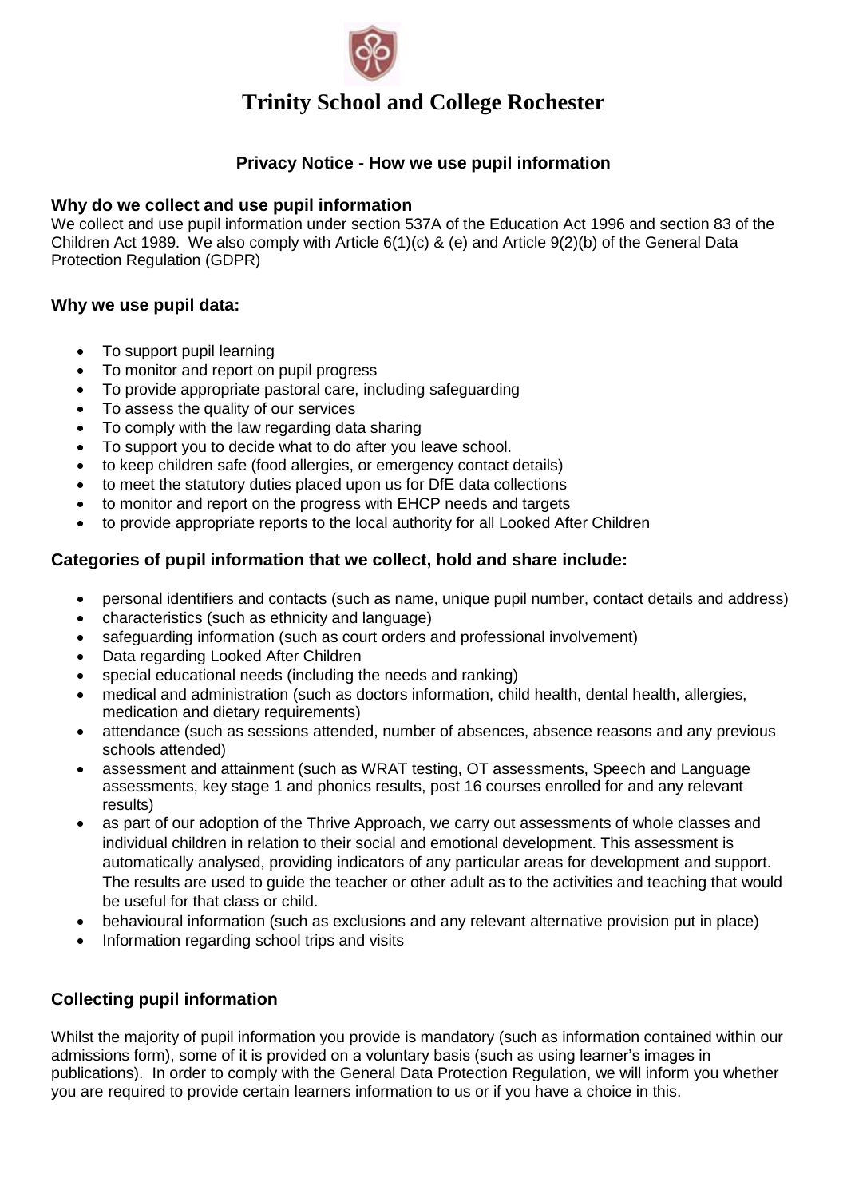# Trinity School and College Rochester

## Privacy Notice - How we use pupil information

### Why do we collect and use pupil information

We collect and use pupil information under section 537A of the Education Act 1996 and section 83 of the Children Act 1989. We also comply with Article 6(1)(c) & (e) and Article 9(2)(b) of the General Data Protection Regulation (GDPR)

### Why we use pupil data:

- To support pupil learning
- To monitor and report on pupil progress
- To provide appropriate pastoral care, including safeguarding
- To assess the quality of our services
- To comply with the law regarding data sharing
- To support you to decide what to do after you leave school.
- to keep children safe (food allergies, or emergency contact details)
- to meet the statutory duties placed upon us for DfE data collections
- to monitor and report on the progress with EHCP needs and targets
- to provide appropriate reports to the local authority for all Looked After Children

### Categories of pupil information that we collect, hold and share include:

- personal identifiers and contacts (such as name, unique pupil number, contact details and address)
- characteristics (such as ethnicity and language)
- safeguarding information (such as court orders and professional involvement)
- Data regarding Looked After Children
- special educational needs (including the needs and ranking)
- medical and administration (such as doctors information, child health, dental health, allergies, medication and dietary requirements)
- attendance (such as sessions attended, number of absences, absence reasons and any previous schools attended)
- assessment and attainment (such as WRAT testing, OT assessments, Speech and Language assessments, key stage 1 and phonics results, post 16 courses enrolled for and any relevant results)
- as part of our adoption of the Thrive Approach, we carry out assessments of whole classes and individual children in relation to their social and emotional development. This assessment is automatically analysed, providing indicators of any particular areas for development and support. The results are used to guide the teacher or other adult as to the activities and teaching that would be useful for that class or child.
- behavioural information (such as exclusions and any relevant alternative provision put in place)
- Information regarding school trips and visits

### Collecting pupil information

Whilst the majority of pupil information you provide is mandatory (such as information contained within our admissions form), some of it is provided on a voluntary basis (such as using learner's images in publications). In order to comply with the General Data Protection Regulation, we will inform you whether you are required to provide certain learners information to us or if you have a choice in this.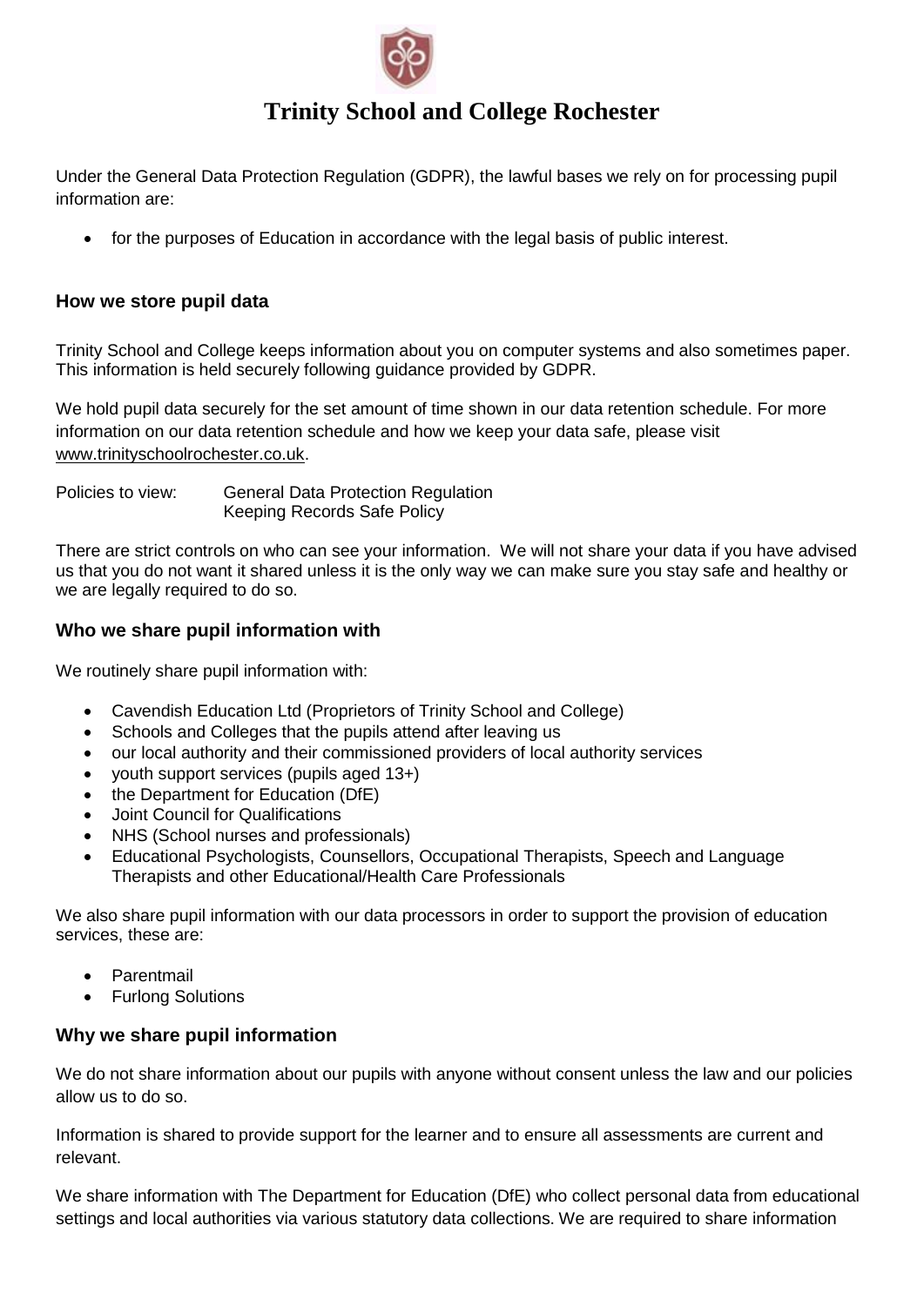# Trinity School and College Rochester

Under the General Data Protection Regulation (GDPR), the lawful bases we rely on for processing pupil information are:

- for the purposes of Education in accordance with the legal basis of public interest.

### How we store pupil data

Trinity School and College keeps information about you on computer systems and also sometimes paper. This information is held securely following guidance provided by GDPR.

We hold pupil data securely for the set amount of time shown in our data retention schedule. For more information on our data retention schedule and how we keep your data safe, please visit www.trinityschoolrochester.co.uk.

Policies to view: General Data Protection Regulation
Keeping Records Safe Policy

There are strict controls on who can see your information. We will not share your data if you have advised us that you do not want it shared unless it is the only way we can make sure you stay safe and healthy or we are legally required to do so.

### Who we share pupil information with

We routinely share pupil information with:

- Cavendish Education Ltd (Proprietors of Trinity School and College)
- Schools and Colleges that the pupils attend after leaving us
- our local authority and their commissioned providers of local authority services
- youth support services (pupils aged 13+)
- the Department for Education (DfE)
- Joint Council for Qualifications
- NHS (School nurses and professionals)
- Educational Psychologists, Counsellors, Occupational Therapists, Speech and Language Therapists and other Educational/Health Care Professionals

We also share pupil information with our data processors in order to support the provision of education services, these are:

- Parentmail
- Furlong Solutions

### Why we share pupil information

We do not share information about our pupils with anyone without consent unless the law and our policies allow us to do so.

Information is shared to provide support for the learner and to ensure all assessments are current and relevant.

We share information with The Department for Education (DfE) who collect personal data from educational settings and local authorities via various statutory data collections. We are required to share information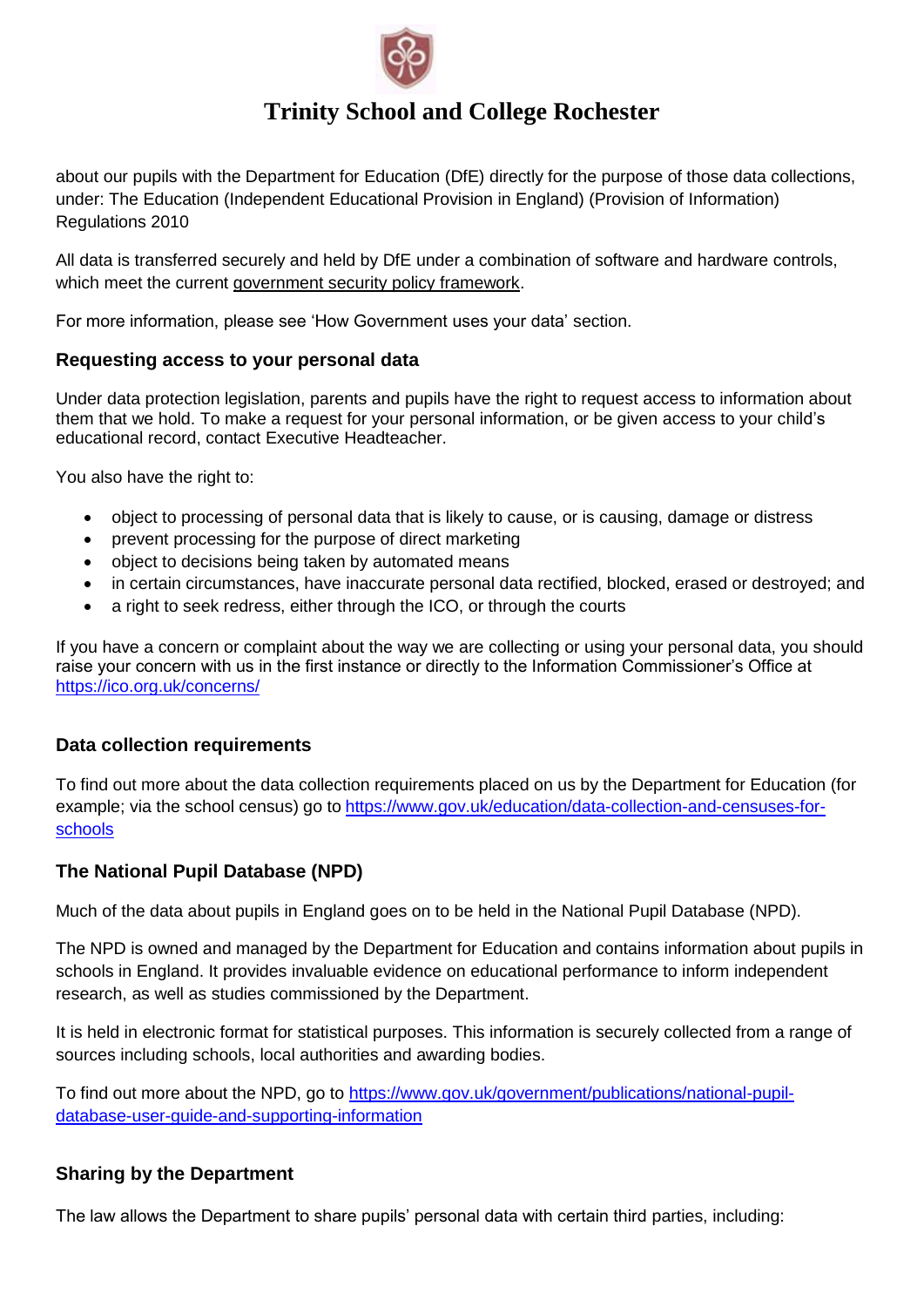about our pupils with the Department for Education (DfE) directly for the purpose of those data collections, under: The Education (Independent Educational Provision in England) (Provision of Information) Regulations 2010

All data is transferred securely and held by DfE under a combination of software and hardware controls, which meet the current government security policy framework.

For more information, please see 'How Government uses your data' section.

### Requesting access to your personal data

Under data protection legislation, parents and pupils have the right to request access to information about them that we hold. To make a request for your personal information, or be given access to your child's educational record, contact Executive Headteacher.

You also have the right to:

- object to processing of personal data that is likely to cause, or is causing, damage or distress
- prevent processing for the purpose of direct marketing
- object to decisions being taken by automated means
- in certain circumstances, have inaccurate personal data rectified, blocked, erased or destroyed; and
- a right to seek redress, either through the ICO, or through the courts

If you have a concern or complaint about the way we are collecting or using your personal data, you should raise your concern with us in the first instance or directly to the Information Commissioner's Office at https://ico.org.uk/concerns/

### Data collection requirements

To find out more about the data collection requirements placed on us by the Department for Education (for example; via the school census) go to https://www.gov.uk/education/data-collection-and-censuses-for-schools

### The National Pupil Database (NPD)

Much of the data about pupils in England goes on to be held in the National Pupil Database (NPD).

The NPD is owned and managed by the Department for Education and contains information about pupils in schools in England. It provides invaluable evidence on educational performance to inform independent research, as well as studies commissioned by the Department.

It is held in electronic format for statistical purposes. This information is securely collected from a range of sources including schools, local authorities and awarding bodies.

To find out more about the NPD, go to https://www.gov.uk/government/publications/national-pupil-database-user-guide-and-supporting-information

### Sharing by the Department

The law allows the Department to share pupils' personal data with certain third parties, including: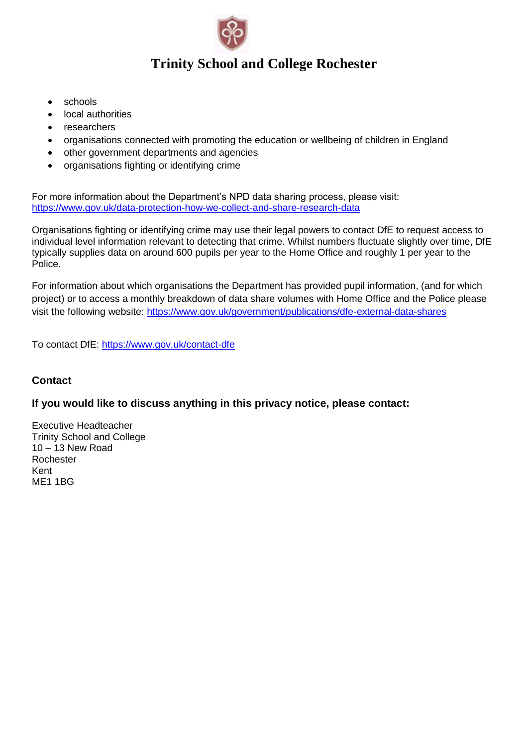# Trinity School and College Rochester

- schools
- local authorities
- researchers
- organisations connected with promoting the education or wellbeing of children in England
- other government departments and agencies
- organisations fighting or identifying crime

For more information about the Department's NPD data sharing process, please visit:
https://www.gov.uk/data-protection-how-we-collect-and-share-research-data

Organisations fighting or identifying crime may use their legal powers to contact DfE to request access to individual level information relevant to detecting that crime. Whilst numbers fluctuate slightly over time, DfE typically supplies data on around 600 pupils per year to the Home Office and roughly 1 per year to the Police.

For information about which organisations the Department has provided pupil information, (and for which project) or to access a monthly breakdown of data share volumes with Home Office and the Police please visit the following website: https://www.gov.uk/government/publications/dfe-external-data-shares

To contact DfE: https://www.gov.uk/contact-dfe

**Contact**

**If you would like to discuss anything in this privacy notice, please contact:**

Executive Headteacher
Trinity School and College
10 – 13 New Road
Rochester
Kent
ME1 1BG